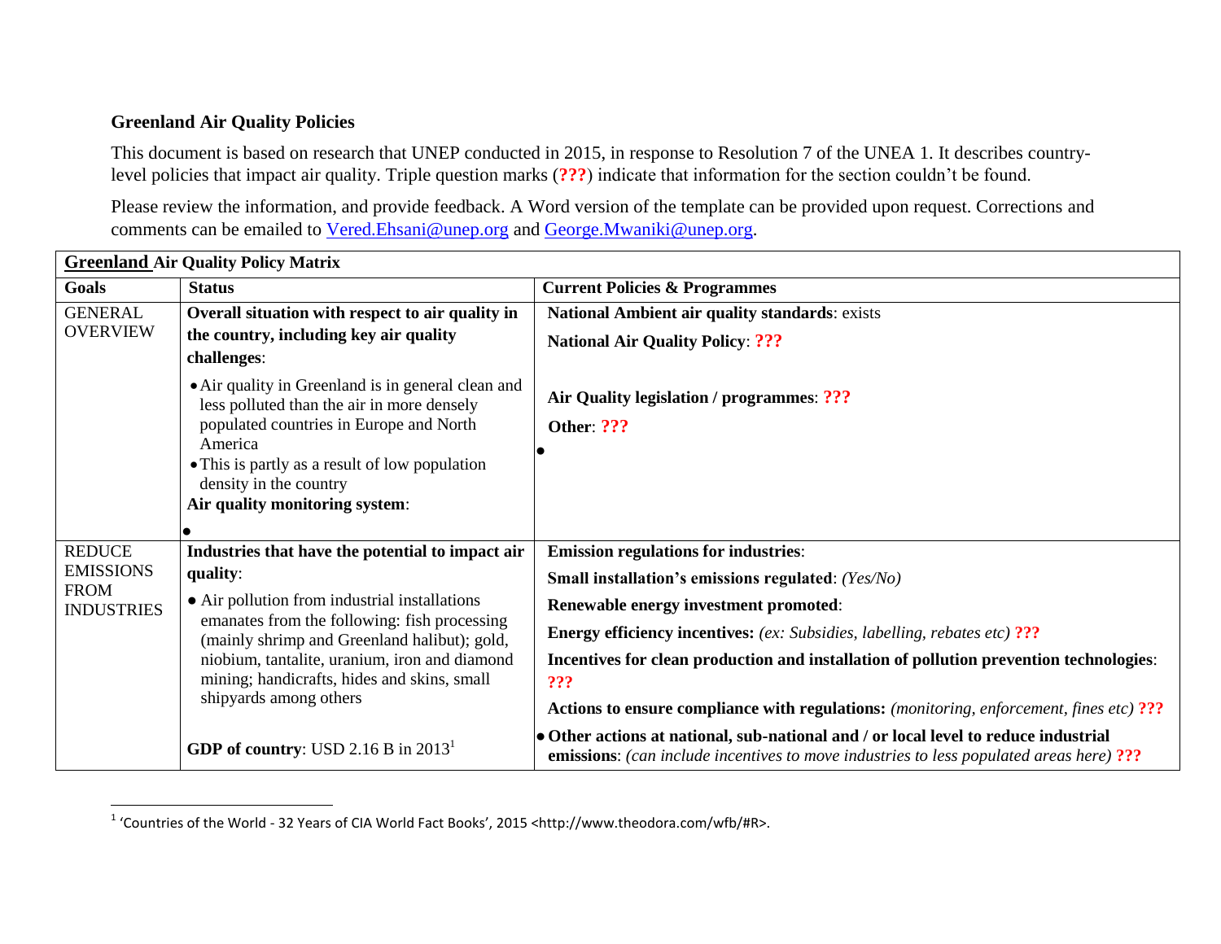**Greenland Air Quality Policies**

This document is based on research that UNEP conducted in 2015, in response to Resolution 7 of the UNEA 1. It describes country-level policies that impact air quality. Triple question marks (**???**) indicate that information for the section couldn't be found.

Please review the information, and provide feedback. A Word version of the template can be provided upon request. Corrections and comments can be emailed to Vered.Ehsani@unep.org and George.Mwaniki@unep.org.

| **Greenland Air Quality Policy Matrix** | | |
|---|---|---|
| **Goals** | **Status** | **Current Policies & Programmes** |
| GENERAL OVERVIEW | **Overall situation with respect to air quality in the country, including key air quality challenges**:<br>• Air quality in Greenland is in general clean and less polluted than the air in more densely populated countries in Europe and North America<br>• This is partly as a result of low population density in the country<br>**Air quality monitoring system**:<br>• | **National Ambient air quality standards**: exists<br>**National Air Quality Policy**: **???**<br>**Air Quality legislation / programmes**: **???**<br>**Other**: **???**<br>• |
| REDUCE EMISSIONS FROM INDUSTRIES | **Industries that have the potential to impact air quality**:<br>• Air pollution from industrial installations emanates from the following: fish processing (mainly shrimp and Greenland halibut); gold, niobium, tantalite, uranium, iron and diamond mining; handicrafts, hides and skins, small shipyards among others<br>**GDP of country**: USD 2.16 B in 2013[1] | **Emission regulations for industries**:<br>**Small installation's emissions regulated**: *(Yes/No)*<br>**Renewable energy investment promoted**:<br>**Energy efficiency incentives:** *(ex: Subsidies, labelling, rebates etc)* **???**<br>**Incentives for clean production and installation of pollution prevention technologies**: **???**<br>**Actions to ensure compliance with regulations:** *(monitoring, enforcement, fines etc)* **???**<br>• **Other actions at national, sub-national and / or local level to reduce industrial emissions**: *(can include incentives to move industries to less populated areas here)* **???** |

[1] 'Countries of the World - 32 Years of CIA World Fact Books', 2015 <http://www.theodora.com/wfb/#R>.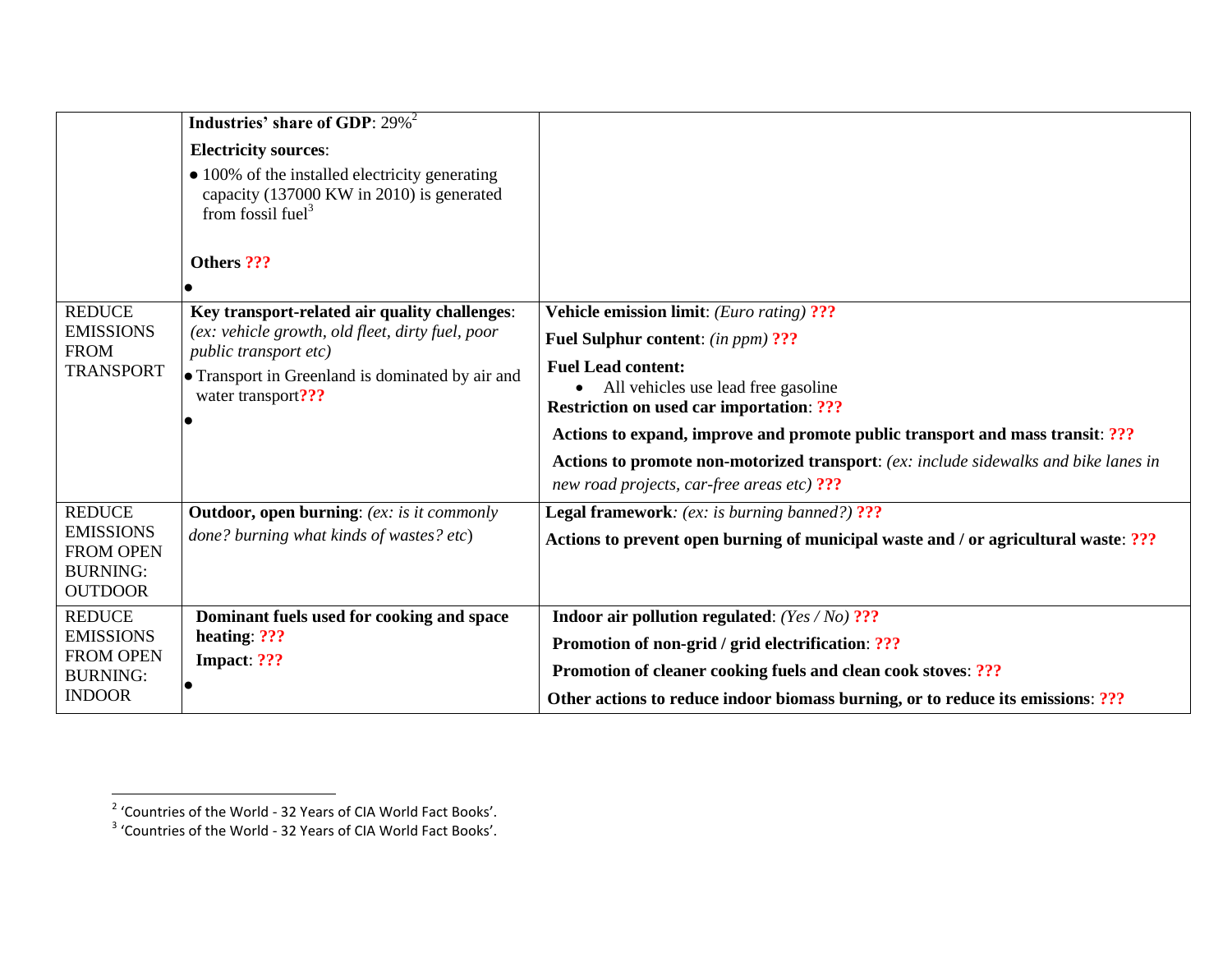| | | |
|---|---|---|
| | **Industries' share of GDP**: 29%[2]<br>**Electricity sources**:<br>• 100% of the installed electricity generating capacity (137000 KW in 2010) is generated from fossil fuel[3]<br>**Others** ???<br>• | |
| REDUCE EMISSIONS FROM TRANSPORT | **Key transport-related air quality challenges**: *(ex: vehicle growth, old fleet, dirty fuel, poor public transport etc)*<br>• Transport in Greenland is dominated by air and water transport???<br>• | **Vehicle emission limit**: *(Euro rating)* ???<br>**Fuel Sulphur content**: *(in ppm)* ???<br>**Fuel Lead content:**<br>• All vehicles use lead free gasoline<br>**Restriction on used car importation**: ???<br>**Actions to expand, improve and promote public transport and mass transit**: ???<br>**Actions to promote non-motorized transport**: *(ex: include sidewalks and bike lanes in new road projects, car-free areas etc)* ??? |
| REDUCE EMISSIONS FROM OPEN BURNING: OUTDOOR | **Outdoor, open burning**: *(ex: is it commonly done? burning what kinds of wastes? etc)* | **Legal framework**: *(ex: is burning banned?)* ???<br>**Actions to prevent open burning of municipal waste and / or agricultural waste**: ??? |
| REDUCE EMISSIONS FROM OPEN BURNING: INDOOR | **Dominant fuels used for cooking and space heating**: ???<br>**Impact**: ???<br>• | **Indoor air pollution regulated**: *(Yes / No)* ???<br>**Promotion of non-grid / grid electrification**: ???<br>**Promotion of cleaner cooking fuels and clean cook stoves**: ???<br>**Other actions to reduce indoor biomass burning, or to reduce its emissions**: ??? |

[2] 'Countries of the World - 32 Years of CIA World Fact Books'.
[3] 'Countries of the World - 32 Years of CIA World Fact Books'.